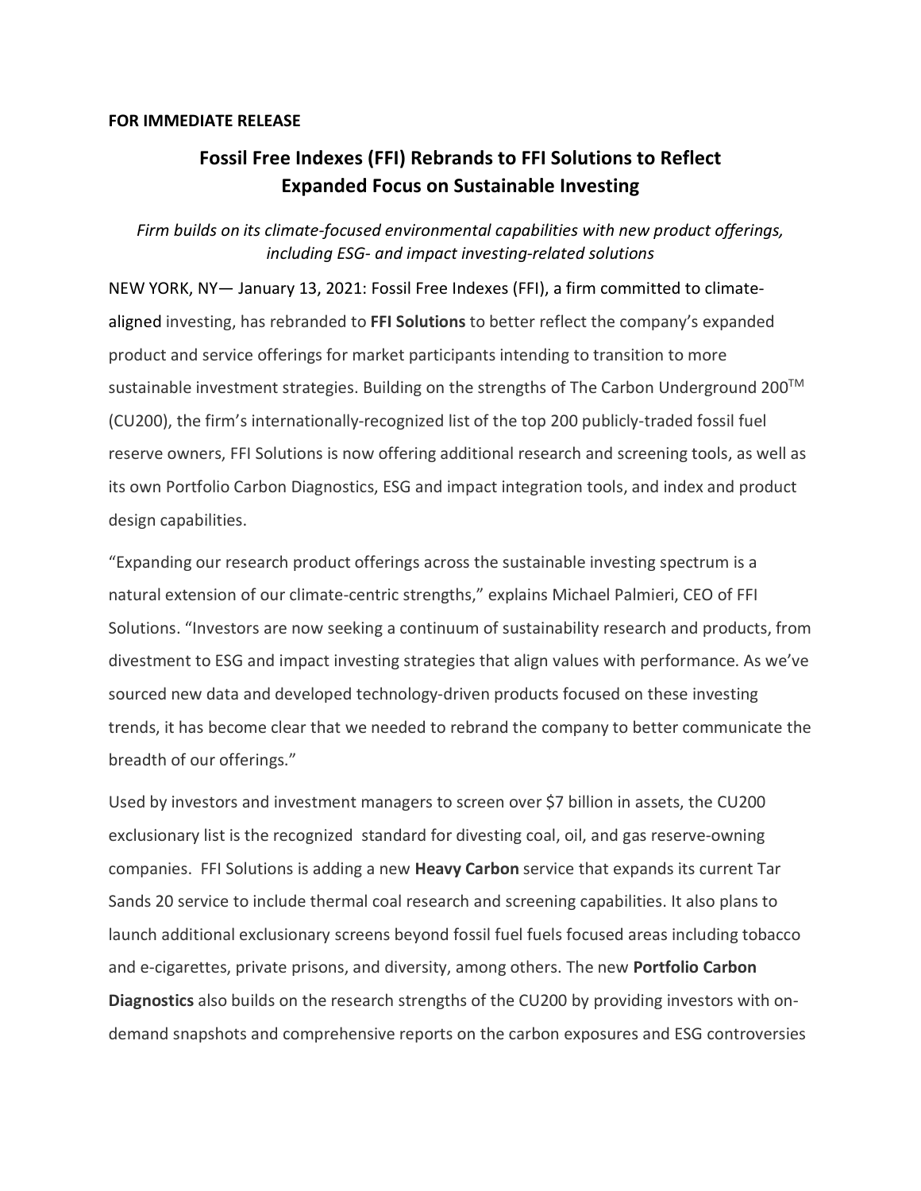**FOR IMMEDIATE RELEASE**

# Fossil Free Indexes (FFI) Rebrands to FFI Solutions to Reflect Expanded Focus on Sustainable Investing

*Firm builds on its climate-focused environmental capabilities with new product offerings, including ESG- and impact investing-related solutions*

NEW YORK, NY— January 13, 2021: Fossil Free Indexes (FFI), a firm committed to climate-aligned investing, has rebranded to **FFI Solutions** to better reflect the company's expanded product and service offerings for market participants intending to transition to more sustainable investment strategies. Building on the strengths of The Carbon Underground 200™ (CU200), the firm's internationally-recognized list of the top 200 publicly-traded fossil fuel reserve owners, FFI Solutions is now offering additional research and screening tools, as well as its own Portfolio Carbon Diagnostics, ESG and impact integration tools, and index and product design capabilities.

"Expanding our research product offerings across the sustainable investing spectrum is a natural extension of our climate-centric strengths," explains Michael Palmieri, CEO of FFI Solutions. "Investors are now seeking a continuum of sustainability research and products, from divestment to ESG and impact investing strategies that align values with performance. As we've sourced new data and developed technology-driven products focused on these investing trends, it has become clear that we needed to rebrand the company to better communicate the breadth of our offerings."

Used by investors and investment managers to screen over $7 billion in assets, the CU200 exclusionary list is the recognized standard for divesting coal, oil, and gas reserve-owning companies. FFI Solutions is adding a new **Heavy Carbon** service that expands its current Tar Sands 20 service to include thermal coal research and screening capabilities. It also plans to launch additional exclusionary screens beyond fossil fuel fuels focused areas including tobacco and e-cigarettes, private prisons, and diversity, among others. The new **Portfolio Carbon Diagnostics** also builds on the research strengths of the CU200 by providing investors with on-demand snapshots and comprehensive reports on the carbon exposures and ESG controversies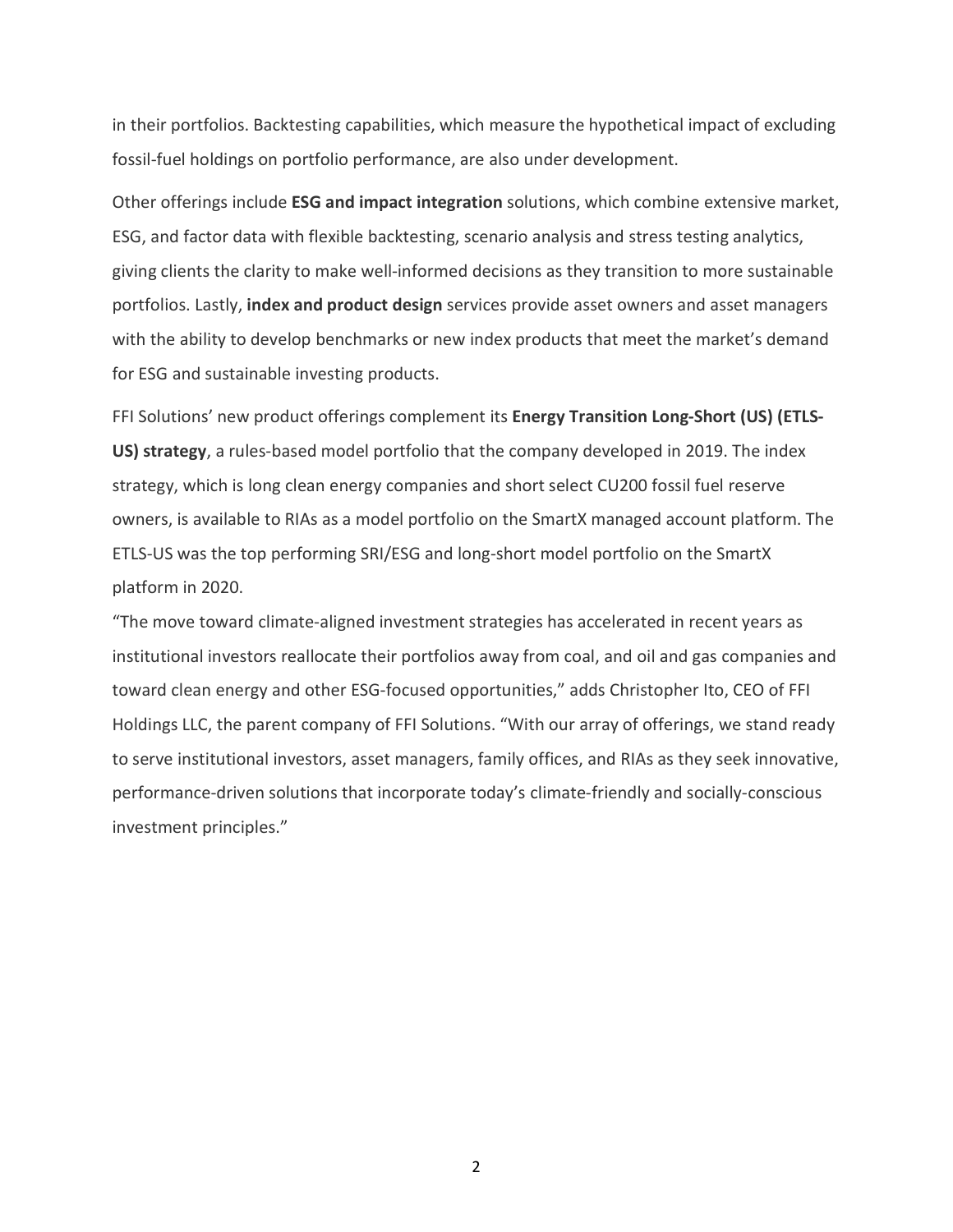in their portfolios. Backtesting capabilities, which measure the hypothetical impact of excluding fossil-fuel holdings on portfolio performance, are also under development.

Other offerings include **ESG and impact integration** solutions, which combine extensive market, ESG, and factor data with flexible backtesting, scenario analysis and stress testing analytics, giving clients the clarity to make well-informed decisions as they transition to more sustainable portfolios. Lastly, **index and product design** services provide asset owners and asset managers with the ability to develop benchmarks or new index products that meet the market's demand for ESG and sustainable investing products.

FFI Solutions' new product offerings complement its **Energy Transition Long-Short (US) (ETLS-US) strategy**, a rules-based model portfolio that the company developed in 2019. The index strategy, which is long clean energy companies and short select CU200 fossil fuel reserve owners, is available to RIAs as a model portfolio on the SmartX managed account platform. The ETLS-US was the top performing SRI/ESG and long-short model portfolio on the SmartX platform in 2020.

"The move toward climate-aligned investment strategies has accelerated in recent years as institutional investors reallocate their portfolios away from coal, and oil and gas companies and toward clean energy and other ESG-focused opportunities," adds Christopher Ito, CEO of FFI Holdings LLC, the parent company of FFI Solutions. "With our array of offerings, we stand ready to serve institutional investors, asset managers, family offices, and RIAs as they seek innovative, performance-driven solutions that incorporate today's climate-friendly and socially-conscious investment principles."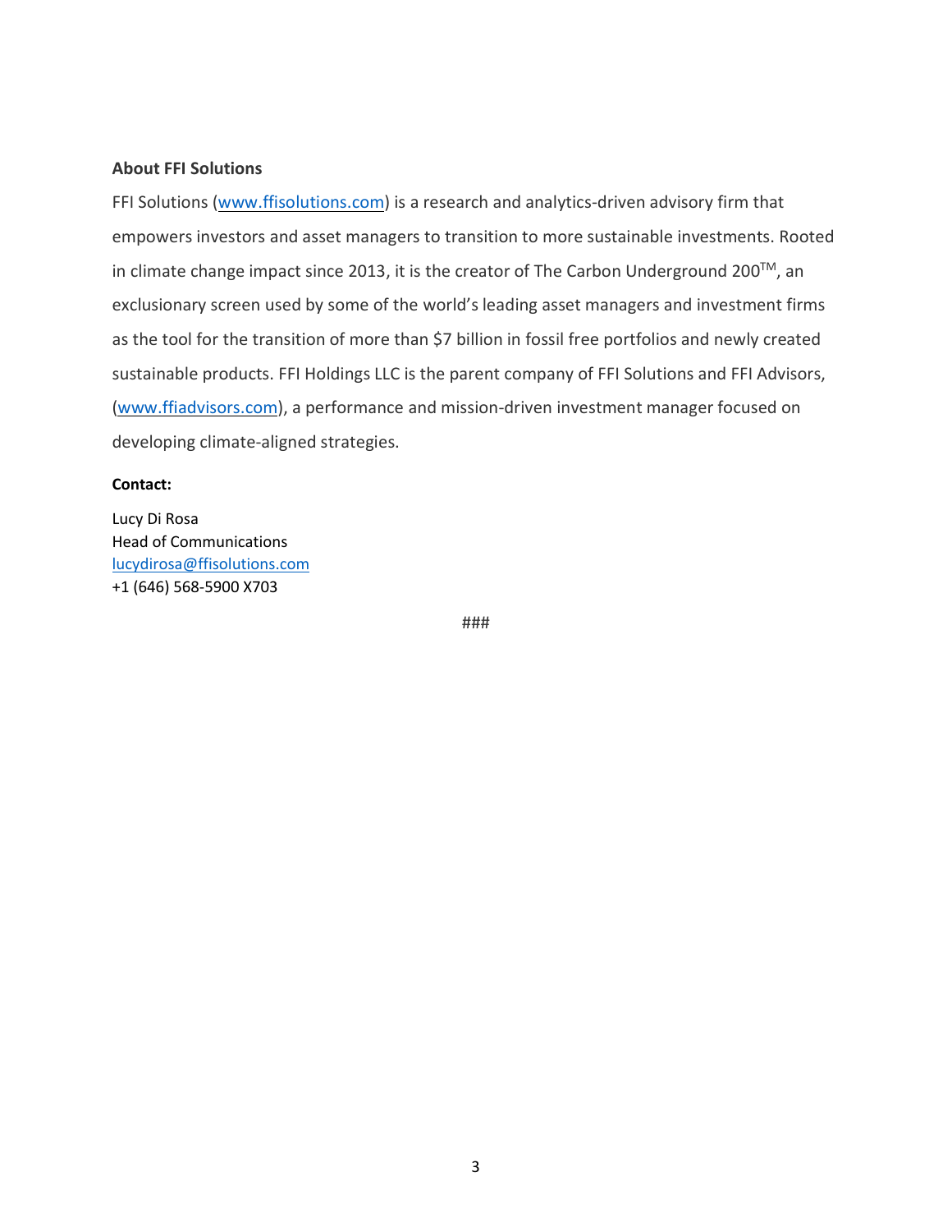**About FFI Solutions**

FFI Solutions (www.ffisolutions.com) is a research and analytics-driven advisory firm that empowers investors and asset managers to transition to more sustainable investments. Rooted in climate change impact since 2013, it is the creator of The Carbon Underground 200™, an exclusionary screen used by some of the world's leading asset managers and investment firms as the tool for the transition of more than $7 billion in fossil free portfolios and newly created sustainable products. FFI Holdings LLC is the parent company of FFI Solutions and FFI Advisors, (www.ffiadvisors.com), a performance and mission-driven investment manager focused on developing climate-aligned strategies.

**Contact:**

Lucy Di Rosa
Head of Communications
lucydirosa@ffisolutions.com
+1 (646) 568-5900 X703

###